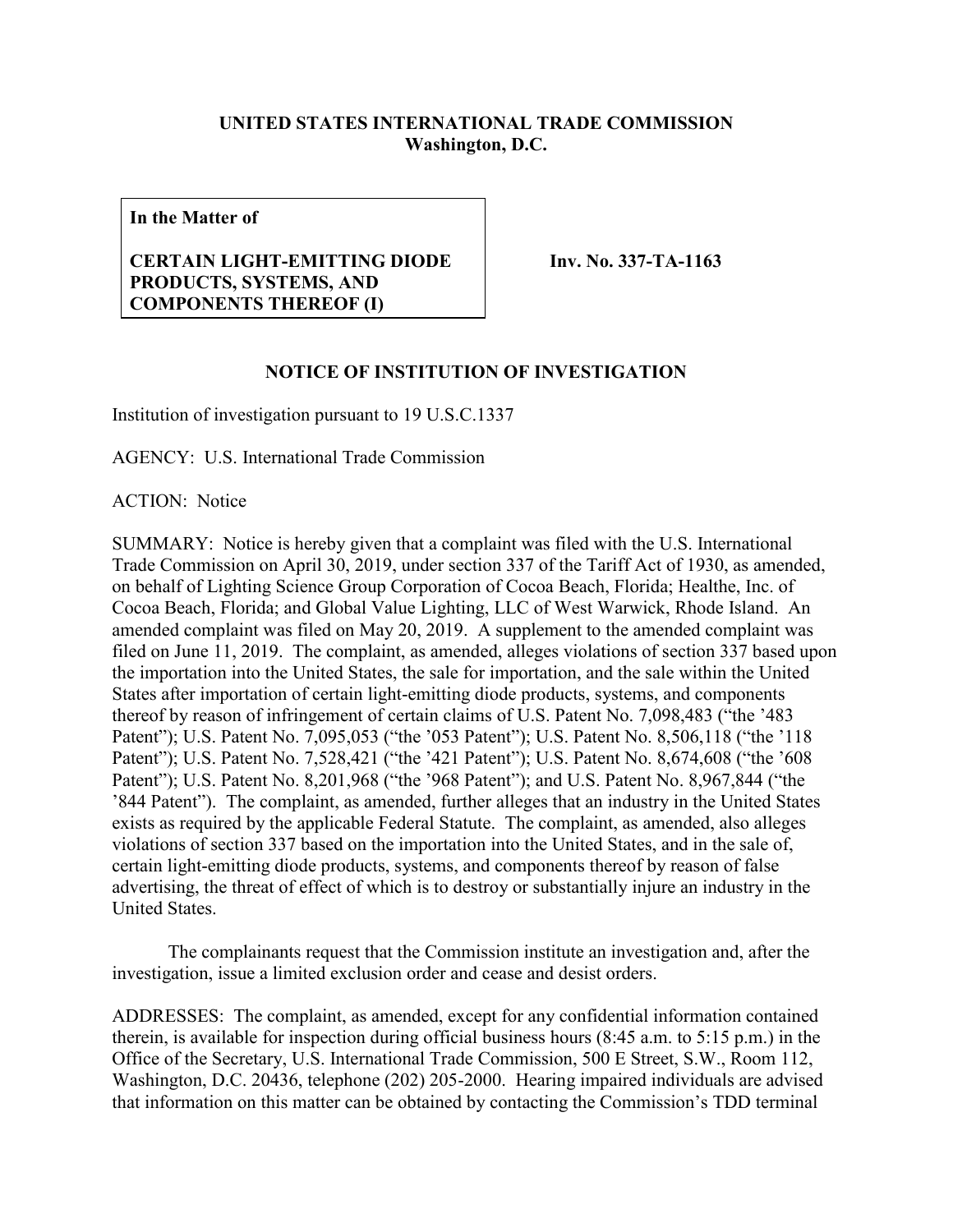**UNITED STATES INTERNATIONAL TRADE COMMISSION**
**Washington, D.C.**

**In the Matter of**

**CERTAIN LIGHT-EMITTING DIODE PRODUCTS, SYSTEMS, AND COMPONENTS THEREOF (I)**

**Inv. No. 337-TA-1163**

**NOTICE OF INSTITUTION OF INVESTIGATION**

Institution of investigation pursuant to 19 U.S.C.1337

AGENCY: U.S. International Trade Commission

ACTION: Notice

SUMMARY: Notice is hereby given that a complaint was filed with the U.S. International Trade Commission on April 30, 2019, under section 337 of the Tariff Act of 1930, as amended, on behalf of Lighting Science Group Corporation of Cocoa Beach, Florida; Healthe, Inc. of Cocoa Beach, Florida; and Global Value Lighting, LLC of West Warwick, Rhode Island. An amended complaint was filed on May 20, 2019. A supplement to the amended complaint was filed on June 11, 2019. The complaint, as amended, alleges violations of section 337 based upon the importation into the United States, the sale for importation, and the sale within the United States after importation of certain light-emitting diode products, systems, and components thereof by reason of infringement of certain claims of U.S. Patent No. 7,098,483 ("the '483 Patent"); U.S. Patent No. 7,095,053 ("the '053 Patent"); U.S. Patent No. 8,506,118 ("the '118 Patent"); U.S. Patent No. 7,528,421 ("the '421 Patent"); U.S. Patent No. 8,674,608 ("the '608 Patent"); U.S. Patent No. 8,201,968 ("the '968 Patent"); and U.S. Patent No. 8,967,844 ("the '844 Patent"). The complaint, as amended, further alleges that an industry in the United States exists as required by the applicable Federal Statute. The complaint, as amended, also alleges violations of section 337 based on the importation into the United States, and in the sale of, certain light-emitting diode products, systems, and components thereof by reason of false advertising, the threat of effect of which is to destroy or substantially injure an industry in the United States.

The complainants request that the Commission institute an investigation and, after the investigation, issue a limited exclusion order and cease and desist orders.

ADDRESSES: The complaint, as amended, except for any confidential information contained therein, is available for inspection during official business hours (8:45 a.m. to 5:15 p.m.) in the Office of the Secretary, U.S. International Trade Commission, 500 E Street, S.W., Room 112, Washington, D.C. 20436, telephone (202) 205-2000. Hearing impaired individuals are advised that information on this matter can be obtained by contacting the Commission's TDD terminal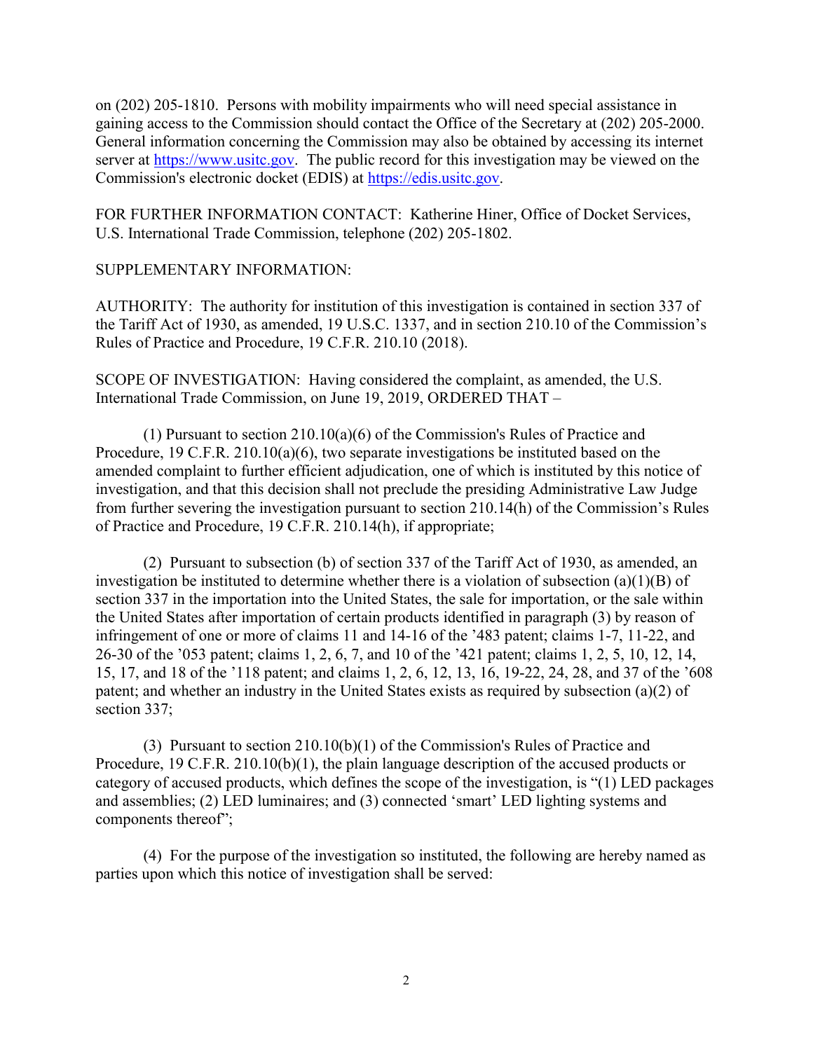on (202) 205-1810. Persons with mobility impairments who will need special assistance in gaining access to the Commission should contact the Office of the Secretary at (202) 205-2000. General information concerning the Commission may also be obtained by accessing its internet server at https://www.usitc.gov. The public record for this investigation may be viewed on the Commission's electronic docket (EDIS) at https://edis.usitc.gov.

FOR FURTHER INFORMATION CONTACT: Katherine Hiner, Office of Docket Services, U.S. International Trade Commission, telephone (202) 205-1802.

SUPPLEMENTARY INFORMATION:

AUTHORITY: The authority for institution of this investigation is contained in section 337 of the Tariff Act of 1930, as amended, 19 U.S.C. 1337, and in section 210.10 of the Commission's Rules of Practice and Procedure, 19 C.F.R. 210.10 (2018).

SCOPE OF INVESTIGATION: Having considered the complaint, as amended, the U.S. International Trade Commission, on June 19, 2019, ORDERED THAT –

(1) Pursuant to section 210.10(a)(6) of the Commission's Rules of Practice and Procedure, 19 C.F.R. 210.10(a)(6), two separate investigations be instituted based on the amended complaint to further efficient adjudication, one of which is instituted by this notice of investigation, and that this decision shall not preclude the presiding Administrative Law Judge from further severing the investigation pursuant to section 210.14(h) of the Commission's Rules of Practice and Procedure, 19 C.F.R. 210.14(h), if appropriate;

(2) Pursuant to subsection (b) of section 337 of the Tariff Act of 1930, as amended, an investigation be instituted to determine whether there is a violation of subsection (a)(1)(B) of section 337 in the importation into the United States, the sale for importation, or the sale within the United States after importation of certain products identified in paragraph (3) by reason of infringement of one or more of claims 11 and 14-16 of the '483 patent; claims 1-7, 11-22, and 26-30 of the '053 patent; claims 1, 2, 6, 7, and 10 of the '421 patent; claims 1, 2, 5, 10, 12, 14, 15, 17, and 18 of the '118 patent; and claims 1, 2, 6, 12, 13, 16, 19-22, 24, 28, and 37 of the '608 patent; and whether an industry in the United States exists as required by subsection (a)(2) of section 337;

(3) Pursuant to section 210.10(b)(1) of the Commission's Rules of Practice and Procedure, 19 C.F.R. 210.10(b)(1), the plain language description of the accused products or category of accused products, which defines the scope of the investigation, is "(1) LED packages and assemblies; (2) LED luminaires; and (3) connected 'smart' LED lighting systems and components thereof";

(4) For the purpose of the investigation so instituted, the following are hereby named as parties upon which this notice of investigation shall be served: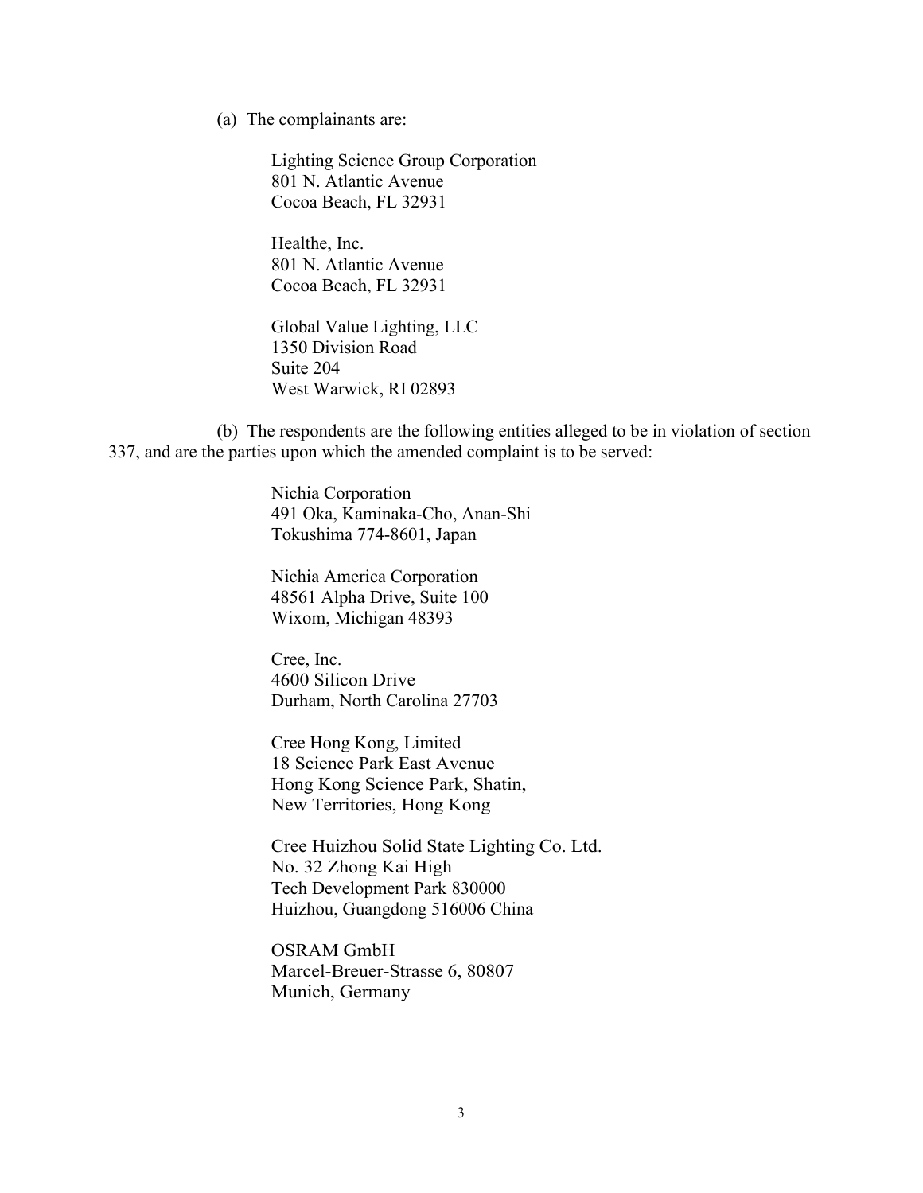(a) The complainants are:

Lighting Science Group Corporation  
801 N. Atlantic Avenue  
Cocoa Beach, FL 32931

Healthe, Inc.  
801 N. Atlantic Avenue  
Cocoa Beach, FL 32931

Global Value Lighting, LLC  
1350 Division Road  
Suite 204  
West Warwick, RI 02893

(b) The respondents are the following entities alleged to be in violation of section 337, and are the parties upon which the amended complaint is to be served:

Nichia Corporation  
491 Oka, Kaminaka-Cho, Anan-Shi  
Tokushima 774-8601, Japan

Nichia America Corporation  
48561 Alpha Drive, Suite 100  
Wixom, Michigan 48393

Cree, Inc.  
4600 Silicon Drive  
Durham, North Carolina 27703

Cree Hong Kong, Limited  
18 Science Park East Avenue  
Hong Kong Science Park, Shatin,  
New Territories, Hong Kong

Cree Huizhou Solid State Lighting Co. Ltd.  
No. 32 Zhong Kai High  
Tech Development Park 830000  
Huizhou, Guangdong 516006 China

OSRAM GmbH  
Marcel-Breuer-Strasse 6, 80807  
Munich, Germany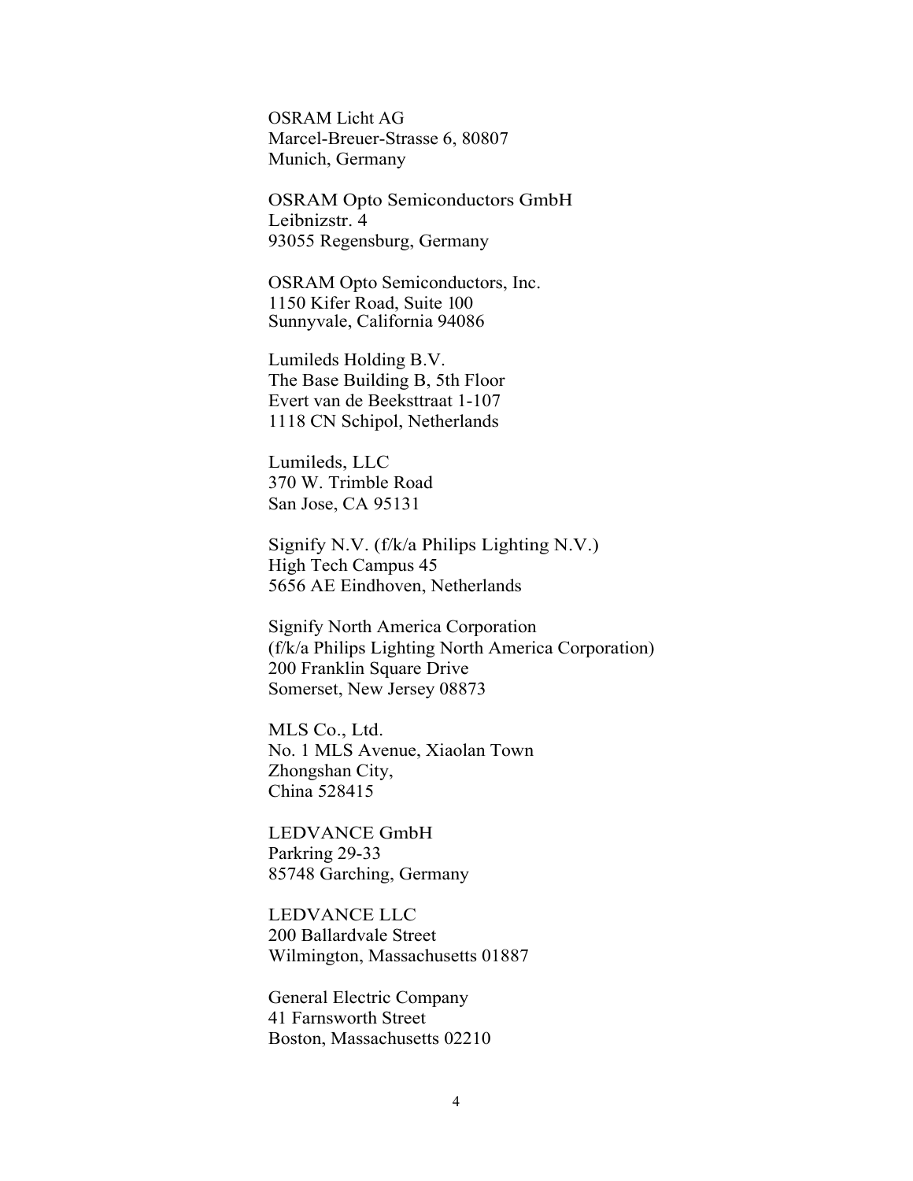OSRAM Licht AG
Marcel-Breuer-Strasse 6, 80807
Munich, Germany

OSRAM Opto Semiconductors GmbH
Leibnizstr. 4
93055 Regensburg, Germany

OSRAM Opto Semiconductors, Inc.
1150 Kifer Road, Suite 100
Sunnyvale, California 94086

Lumileds Holding B.V.
The Base Building B, 5th Floor
Evert van de Beeksttraat 1-107
1118 CN Schipol, Netherlands

Lumileds, LLC
370 W. Trimble Road
San Jose, CA 95131

Signify N.V. (f/k/a Philips Lighting N.V.)
High Tech Campus 45
5656 AE Eindhoven, Netherlands

Signify North America Corporation
(f/k/a Philips Lighting North America Corporation)
200 Franklin Square Drive
Somerset, New Jersey 08873

MLS Co., Ltd.
No. 1 MLS Avenue, Xiaolan Town
Zhongshan City,
China 528415

LEDVANCE GmbH
Parkring 29-33
85748 Garching, Germany

LEDVANCE LLC
200 Ballardvale Street
Wilmington, Massachusetts 01887

General Electric Company
41 Farnsworth Street
Boston, Massachusetts 02210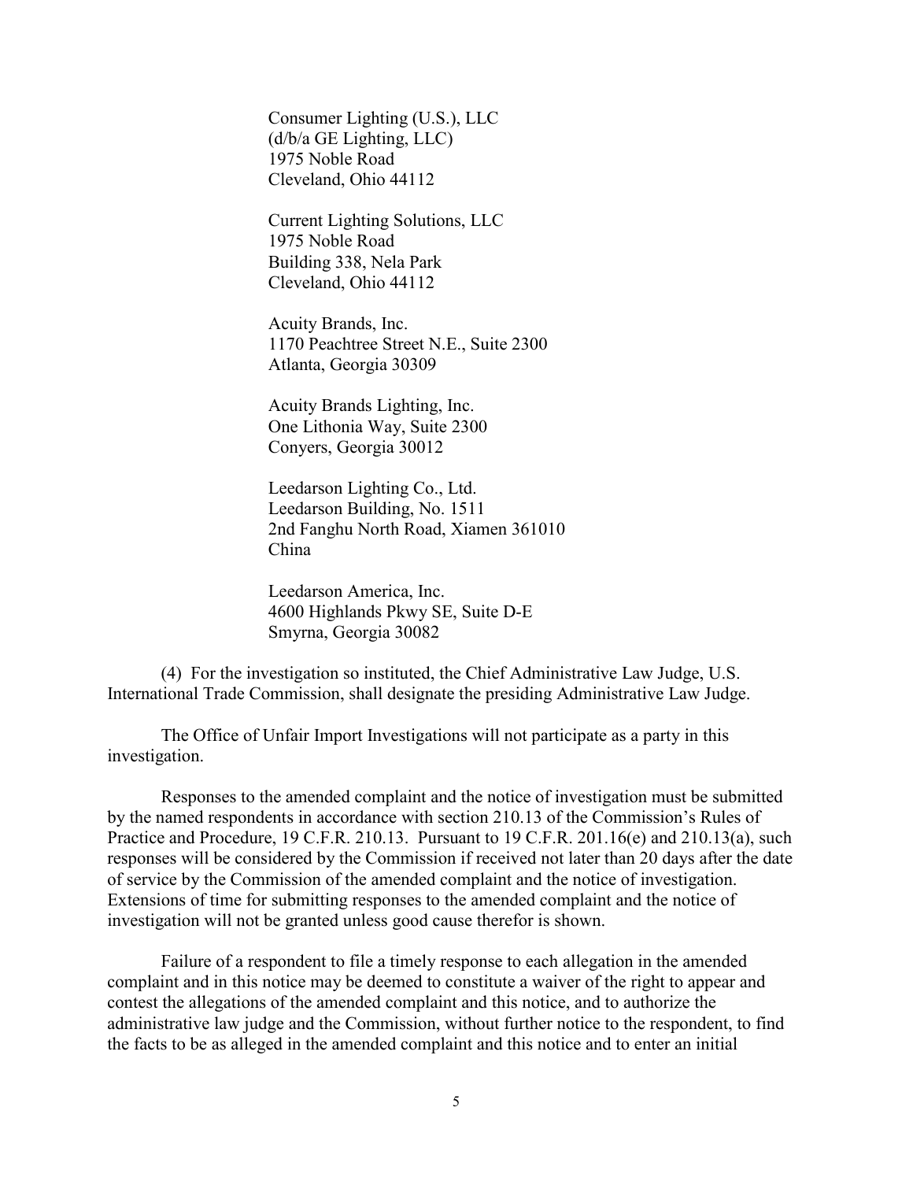Consumer Lighting (U.S.), LLC
(d/b/a GE Lighting, LLC)
1975 Noble Road
Cleveland, Ohio 44112

Current Lighting Solutions, LLC
1975 Noble Road
Building 338, Nela Park
Cleveland, Ohio 44112

Acuity Brands, Inc.
1170 Peachtree Street N.E., Suite 2300
Atlanta, Georgia 30309

Acuity Brands Lighting, Inc.
One Lithonia Way, Suite 2300
Conyers, Georgia 30012

Leedarson Lighting Co., Ltd.
Leedarson Building, No. 1511
2nd Fanghu North Road, Xiamen 361010
China

Leedarson America, Inc.
4600 Highlands Pkwy SE, Suite D-E
Smyrna, Georgia 30082

(4) For the investigation so instituted, the Chief Administrative Law Judge, U.S. International Trade Commission, shall designate the presiding Administrative Law Judge.

The Office of Unfair Import Investigations will not participate as a party in this investigation.

Responses to the amended complaint and the notice of investigation must be submitted by the named respondents in accordance with section 210.13 of the Commission's Rules of Practice and Procedure, 19 C.F.R. 210.13. Pursuant to 19 C.F.R. 201.16(e) and 210.13(a), such responses will be considered by the Commission if received not later than 20 days after the date of service by the Commission of the amended complaint and the notice of investigation. Extensions of time for submitting responses to the amended complaint and the notice of investigation will not be granted unless good cause therefor is shown.

Failure of a respondent to file a timely response to each allegation in the amended complaint and in this notice may be deemed to constitute a waiver of the right to appear and contest the allegations of the amended complaint and this notice, and to authorize the administrative law judge and the Commission, without further notice to the respondent, to find the facts to be as alleged in the amended complaint and this notice and to enter an initial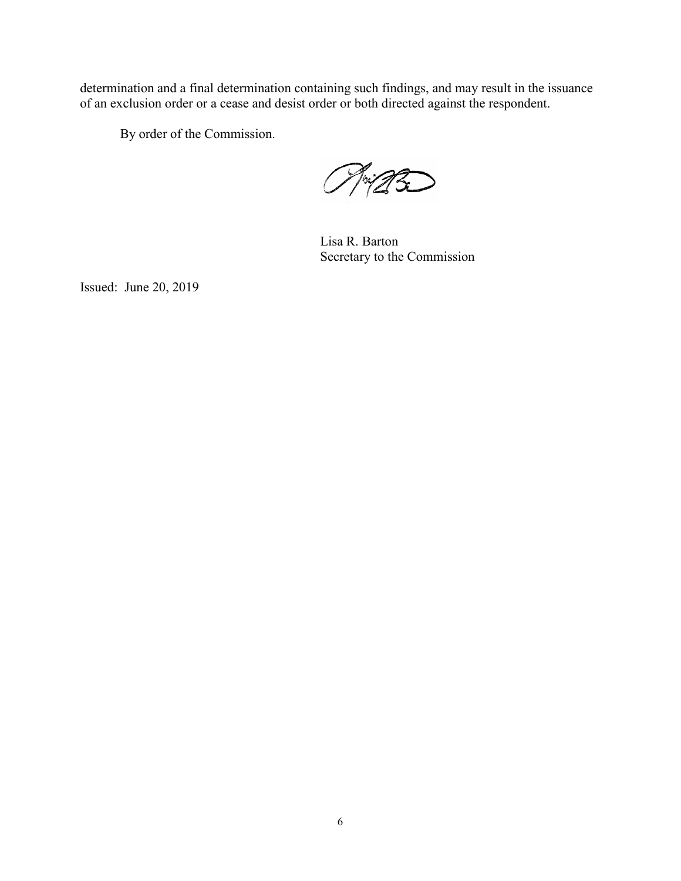determination and a final determination containing such findings, and may result in the issuance of an exclusion order or a cease and desist order or both directed against the respondent.

By order of the Commission.

Lisa R. Barton
Secretary to the Commission

Issued: June 20, 2019